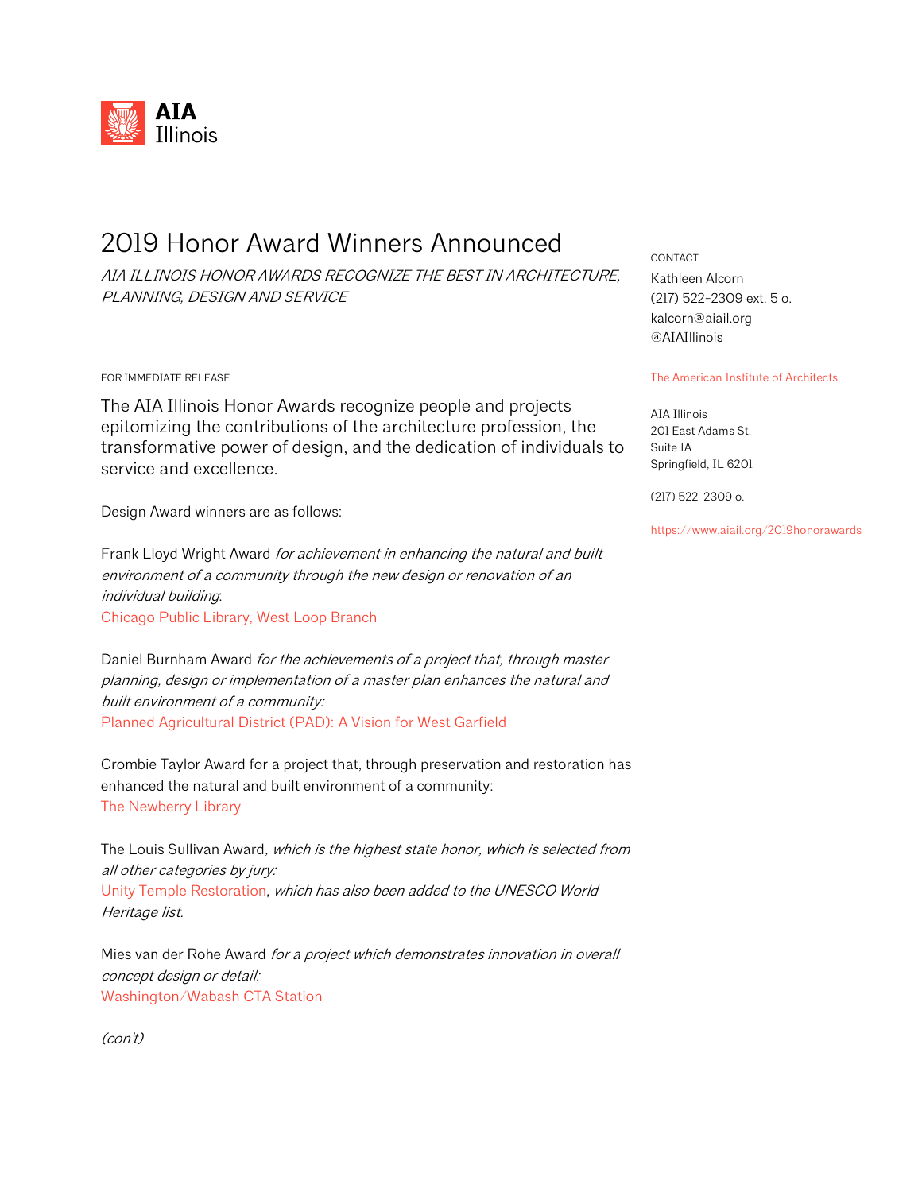**AIA Illinois**

# 2019 Honor Award Winners Announced

*AIA ILLINOIS HONOR AWARDS RECOGNIZE THE BEST IN ARCHITECTURE, PLANNING, DESIGN AND SERVICE*

CONTACT
Kathleen Alcorn
(217) 522-2309 ext. 5 o.
kalcorn@aiail.org
@AIAIllinois

The American Institute of Architects

AIA Illinois
201 East Adams St.
Suite 1A
Springfield, IL 6201

(217) 522-2309 o.

https://www.aiail.org/2019honorawards

FOR IMMEDIATE RELEASE

The AIA Illinois Honor Awards recognize people and projects epitomizing the contributions of the architecture profession, the transformative power of design, and the dedication of individuals to service and excellence.

Design Award winners are as follows:

Frank Lloyd Wright Award *for achievement in enhancing the natural and built environment of a community through the new design or renovation of an individual building*:
Chicago Public Library, West Loop Branch

Daniel Burnham Award *for the achievements of a project that, through master planning, design or implementation of a master plan enhances the natural and built environment of a community:*
Planned Agricultural District (PAD): A Vision for West Garfield

Crombie Taylor Award for a project that, through preservation and restoration has enhanced the natural and built environment of a community:
The Newberry Library

The Louis Sullivan Award*, which is the highest state honor, which is selected from all other categories by jury:*
Unity Temple Restoration, *which has also been added to the UNESCO World Heritage list.*

Mies van der Rohe Award *for a project which demonstrates innovation in overall concept design or detail:*
Washington/Wabash CTA Station

*(con't)*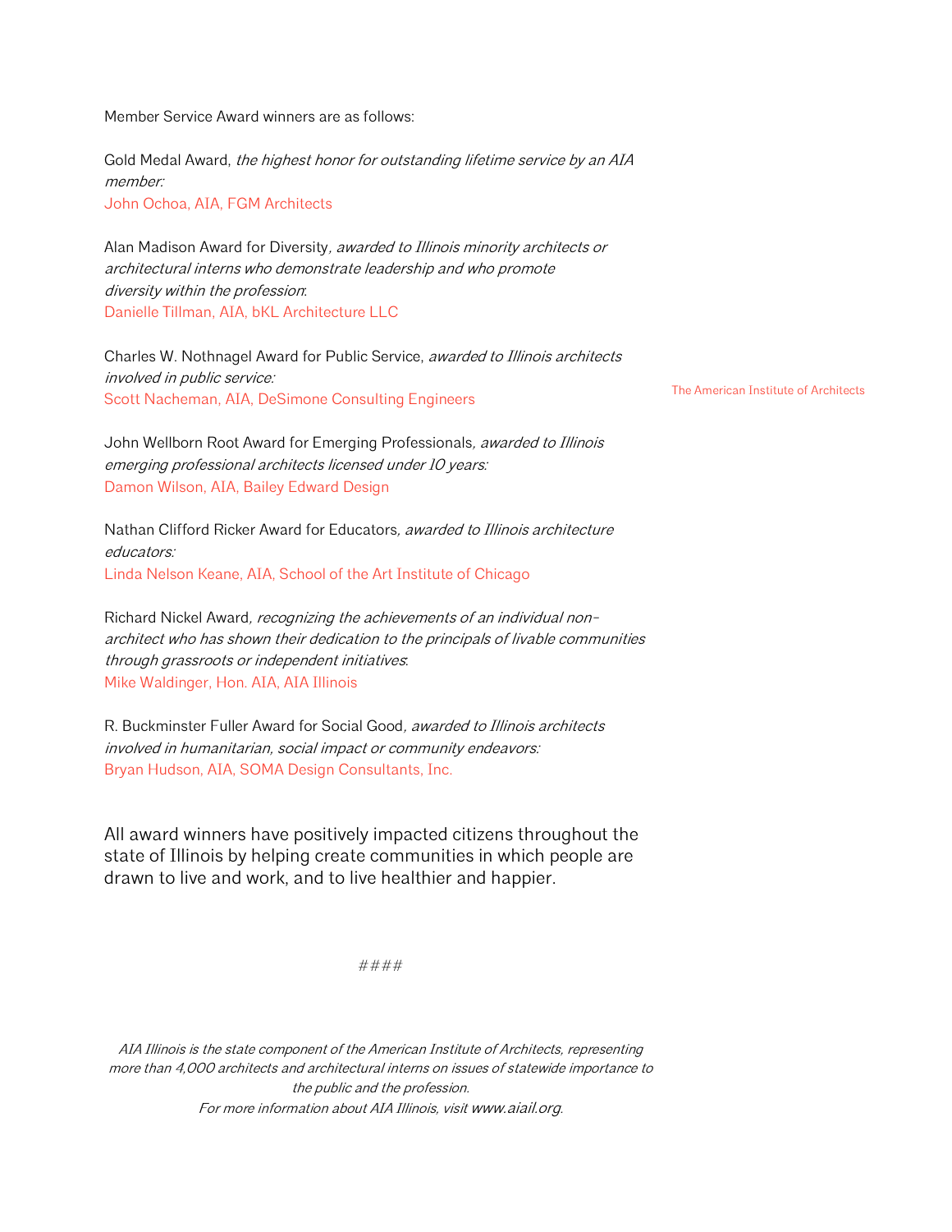Member Service Award winners are as follows:

Gold Medal Award, *the highest honor for outstanding lifetime service by an AIA member:*
John Ochoa, AIA, FGM Architects

Alan Madison Award for Diversity, *awarded to Illinois minority architects or architectural interns who demonstrate leadership and who promote diversity within the profession*:
Danielle Tillman, AIA, bKL Architecture LLC

Charles W. Nothnagel Award for Public Service, *awarded to Illinois architects involved in public service:*
Scott Nacheman, AIA, DeSimone Consulting Engineers

John Wellborn Root Award for Emerging Professionals, *awarded to Illinois emerging professional architects licensed under 10 years:*
Damon Wilson, AIA, Bailey Edward Design

Nathan Clifford Ricker Award for Educators, *awarded to Illinois architecture educators:*
Linda Nelson Keane, AIA, School of the Art Institute of Chicago

Richard Nickel Award, *recognizing the achievements of an individual non-architect who has shown their dedication to the principals of livable communities through grassroots or independent initiatives*:
Mike Waldinger, Hon. AIA, AIA Illinois

R. Buckminster Fuller Award for Social Good, *awarded to Illinois architects involved in humanitarian, social impact or community endeavors:*
Bryan Hudson, AIA, SOMA Design Consultants, Inc.

All award winners have positively impacted citizens throughout the state of Illinois by helping create communities in which people are drawn to live and work, and to live healthier and happier.

####

*AIA Illinois is the state component of the American Institute of Architects, representing more than 4,000 architects and architectural interns on issues of statewide importance to the public and the profession.*
*For more information about AIA Illinois, visit www.aiail.org.*